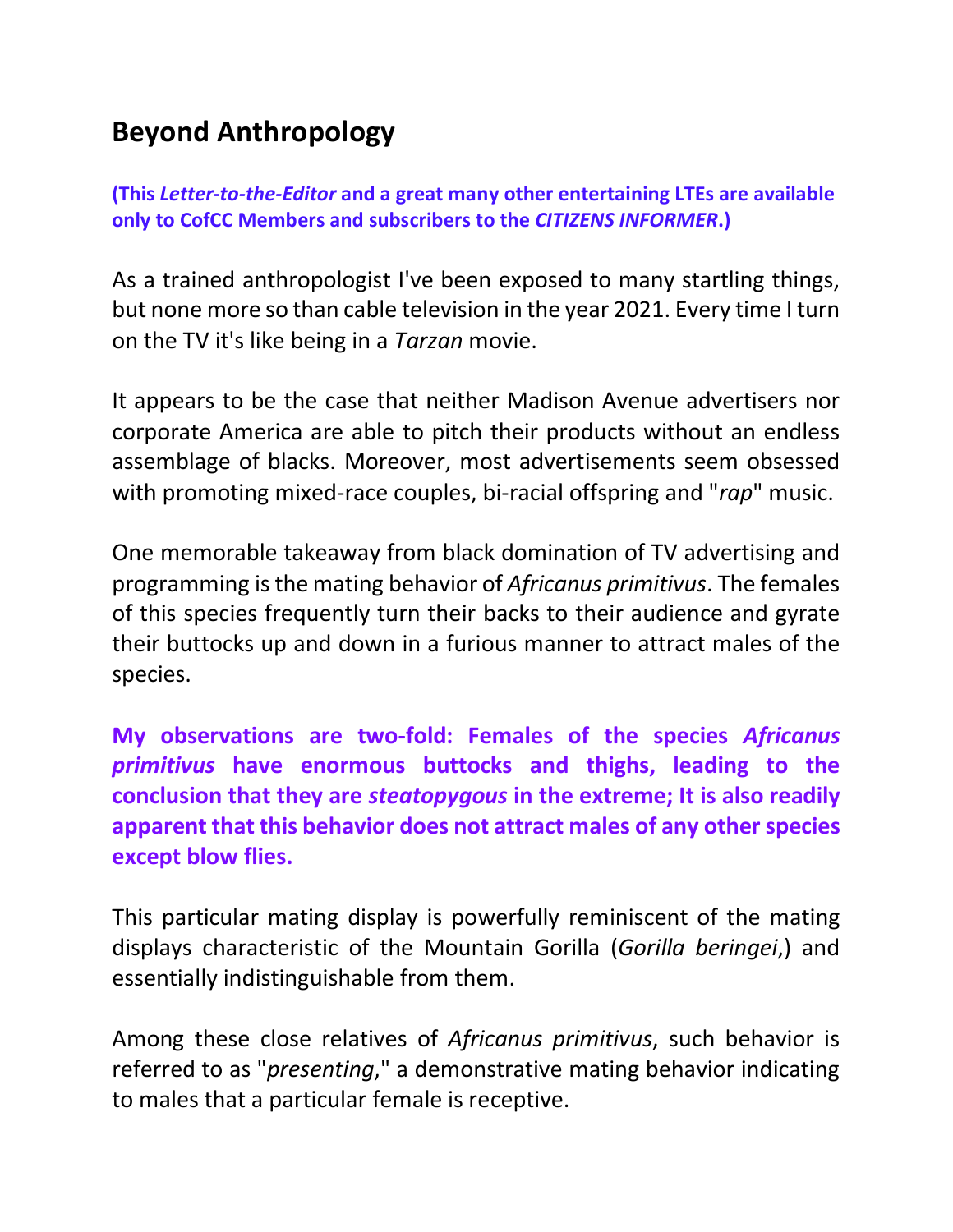## Beyond Anthropology

**(This *Letter-to-the-Editor* and a great many other entertaining LTEs are available only to CofCC Members and subscribers to the *CITIZENS INFORMER*.)**

As a trained anthropologist I've been exposed to many startling things, but none more so than cable television in the year 2021. Every time I turn on the TV it's like being in a *Tarzan* movie.

It appears to be the case that neither Madison Avenue advertisers nor corporate America are able to pitch their products without an endless assemblage of blacks. Moreover, most advertisements seem obsessed with promoting mixed-race couples, bi-racial offspring and "*rap*" music.

One memorable takeaway from black domination of TV advertising and programming is the mating behavior of *Africanus primitivus*. The females of this species frequently turn their backs to their audience and gyrate their buttocks up and down in a furious manner to attract males of the species.

**My observations are two-fold: Females of the species *Africanus primitivus* have enormous buttocks and thighs, leading to the conclusion that they are *steatopygous* in the extreme; It is also readily apparent that this behavior does not attract males of any other species except blow flies.**

This particular mating display is powerfully reminiscent of the mating displays characteristic of the Mountain Gorilla (*Gorilla beringei*,) and essentially indistinguishable from them.

Among these close relatives of *Africanus primitivus*, such behavior is referred to as "*presenting*," a demonstrative mating behavior indicating to males that a particular female is receptive.